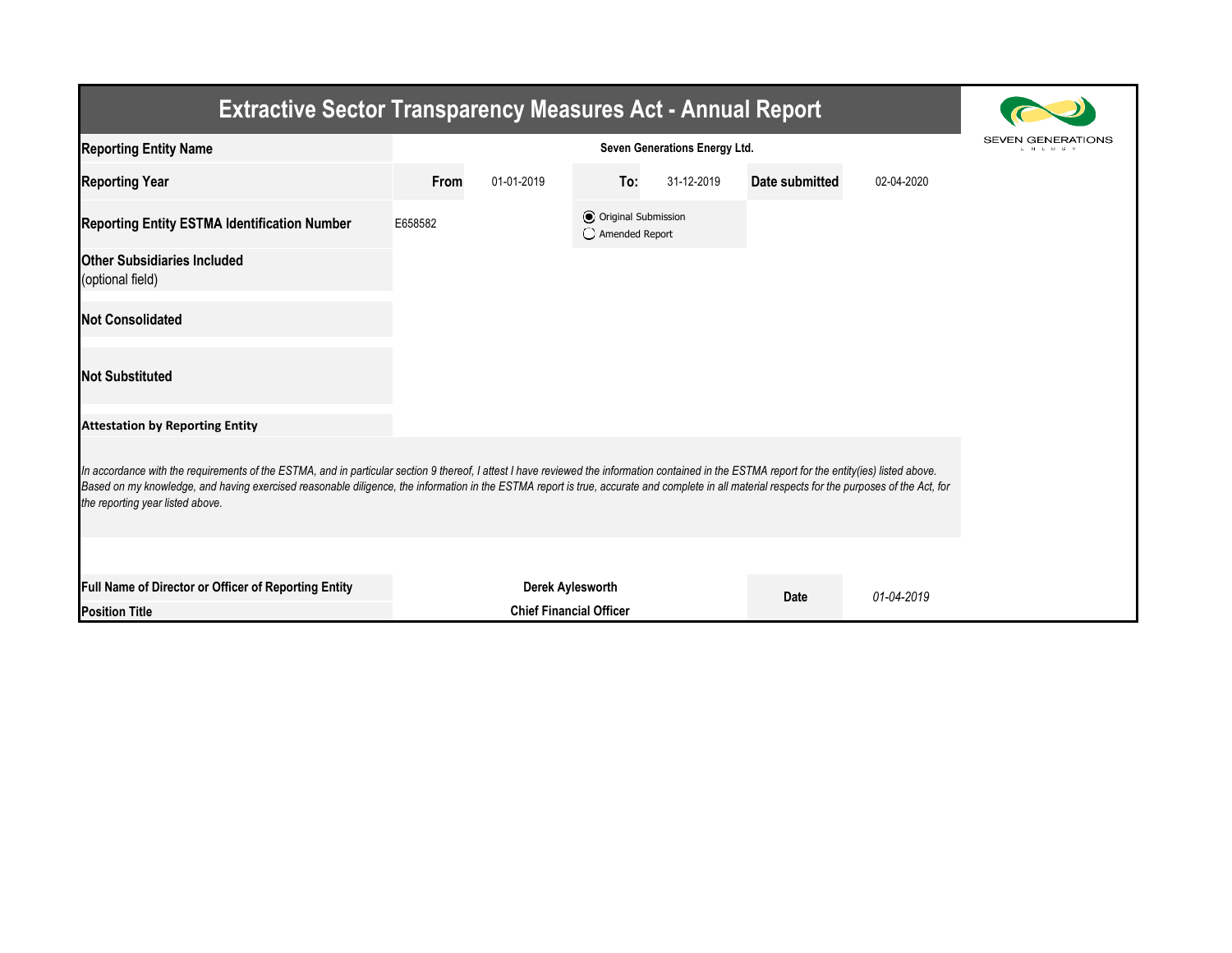# Extractive Sector Transparency Measures Act - Annual Report

SEVEN GENERATIONS ENERGY

| | | | | | | |
|---|---|---|---|---|---|---|
| **Reporting Entity Name** | **Seven Generations Energy Ltd.** | | | | | |
| **Reporting Year** | **From** | 01-01-2019 | **To:** | 31-12-2019 | **Date submitted** | 02-04-2020 |
| **Reporting Entity ESTMA Identification Number** | E658582 | | ◉ Original Submission<br>◯ Amended Report | | | |
| **Other Subsidiaries Included** (optional field) | | | | | | |
| **Not Consolidated** | | | | | | |
| **Not Substituted** | | | | | | |

**Attestation by Reporting Entity**

*In accordance with the requirements of the ESTMA, and in particular section 9 thereof, I attest I have reviewed the information contained in the ESTMA report for the entity(ies) listed above. Based on my knowledge, and having exercised reasonable diligence, the information in the ESTMA report is true, accurate and complete in all material respects for the purposes of the Act, for the reporting year listed above.*

| | | | |
|---|---|---|---|
| **Full Name of Director or Officer of Reporting Entity** | **Derek Aylesworth** | **Date** | *01-04-2019* |
| **Position Title** | **Chief Financial Officer** | | |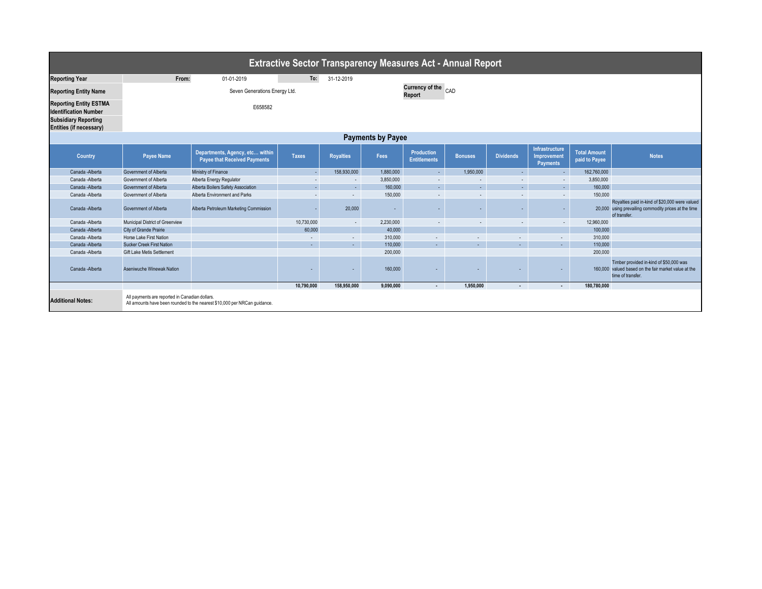# Extractive Sector Transparency Measures Act - Annual Report

| | | | | | |
|---|---|---|---|---|---|
| **Reporting Year** | From: | 01-01-2019 | To: | 31-12-2019 | |
| **Reporting Entity Name** | Seven Generations Energy Ltd. | | | **Currency of the Report** | CAD |
| **Reporting Entity ESTMA Identification Number** | E658582 | | | | |
| **Subsidiary Reporting Entities (if necessary)** | | | | | |

## Payments by Payee

| Country | Payee Name | Departments, Agency, etc… within Payee that Received Payments | Taxes | Royalties | Fees | Production Entitlements | Bonuses | Dividends | Infrastructure Improvement Payments | Total Amount paid to Payee | Notes |
|---|---|---|---|---|---|---|---|---|---|---|---|
| Canada -Alberta | Government of Alberta | Ministry of Finance | - | 158,930,000 | 1,880,000 | - | 1,950,000 | - | - | 162,760,000 | |
| Canada -Alberta | Government of Alberta | Alberta Energy Regulator | - | - | 3,850,000 | - | - | - | - | 3,850,000 | |
| Canada -Alberta | Government of Alberta | Alberta Boilers Safety Association | - | - | 160,000 | - | - | - | - | 160,000 | |
| Canada -Alberta | Government of Alberta | Alberta Environment and Parks | - | - | 150,000 | - | - | - | - | 150,000 | |
| Canada -Alberta | Government of Alberta | Alberta Petroleum Marketing Commission | - | 20,000 | - | - | - | - | - | 20,000 | Royalties paid in-kind of $20,000 were valued using prevailing commodity prices at the time of transfer. |
| Canada -Alberta | Municipal District of Greenview | | 10,730,000 | - | 2,230,000 | - | - | - | - | 12,960,000 | |
| Canada -Alberta | City of Grande Prairie | | 60,000 | | 40,000 | | | | | 100,000 | |
| Canada -Alberta | Horse Lake First Nation | | - | - | 310,000 | - | - | - | - | 310,000 | |
| Canada -Alberta | Sucker Creek First Nation | | - | - | 110,000 | - | - | - | - | 110,000 | |
| Canada -Alberta | Gift Lake Metis Settlement | | | | 200,000 | | | | | 200,000 | |
| Canada -Alberta | Aseniwuche Winewak Nation | | - | - | 160,000 | - | - | - | - | 160,000 | Timber provided in-kind of $50,000 was valued based on the fair market value at the time of transfer. |
| | | | **10,790,000** | **158,950,000** | **9,090,000** | **-** | **1,950,000** | **-** | **-** | **180,780,000** | |

**Additional Notes:**

All payments are reported in Canadian dollars.
All amounts have been rounded to the nearest $10,000 per NRCan guidance.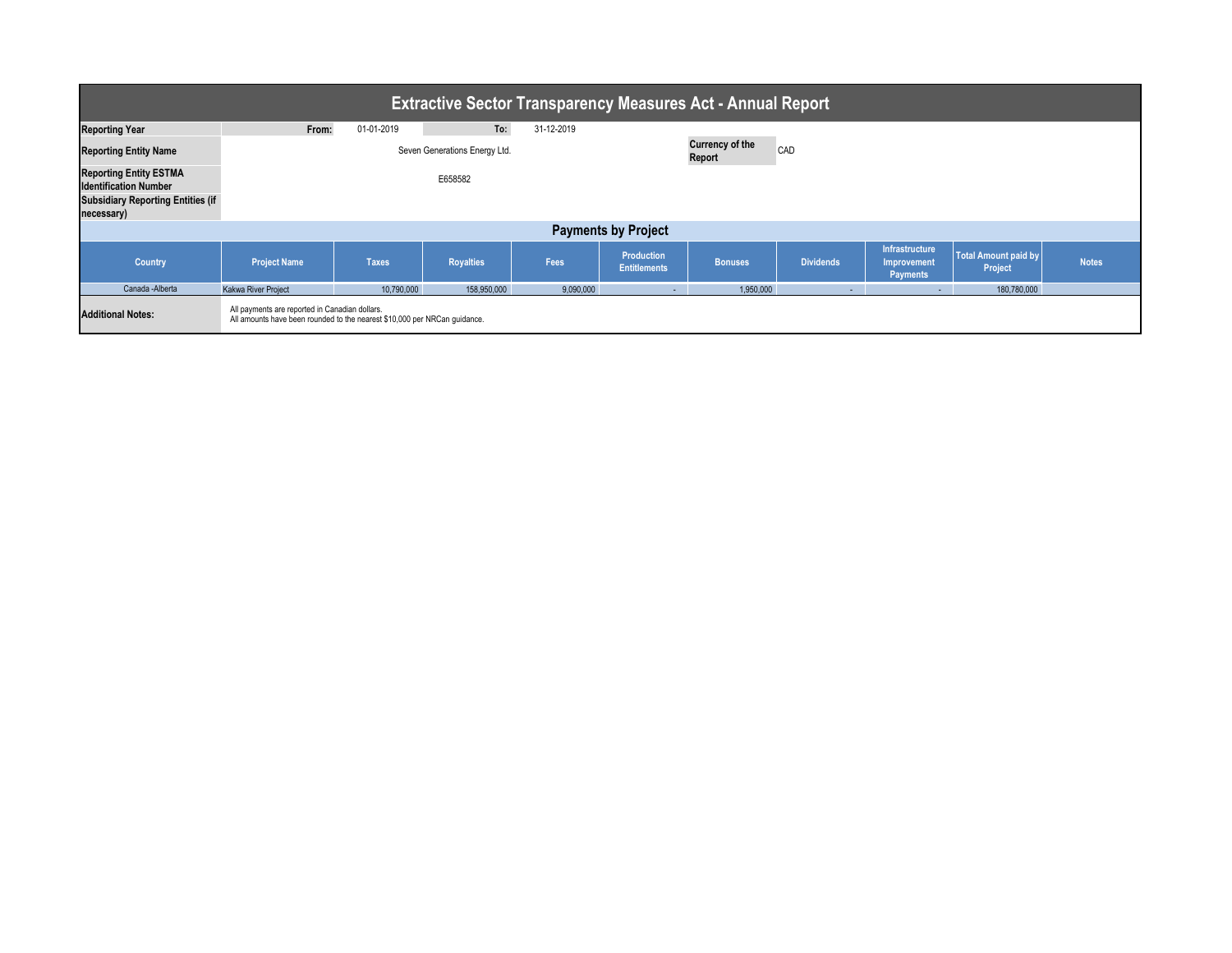# Extractive Sector Transparency Measures Act - Annual Report

| | | | | | | |
|---|---|---|---|---|---|---|
| **Reporting Year** | **From:** | 01-01-2019 | **To:** | 31-12-2019 | | |
| **Reporting Entity Name** | Seven Generations Energy Ltd. | | | | **Currency of the Report** | CAD |
| **Reporting Entity ESTMA Identification Number** | E658582 | | | | | |
| **Subsidiary Reporting Entities (if necessary)** | | | | | | |

## Payments by Project

| Country | Project Name | Taxes | Royalties | Fees | Production Entitlements | Bonuses | Dividends | Infrastructure Improvement Payments | Total Amount paid by Project | Notes |
|---|---|---|---|---|---|---|---|---|---|---|
| Canada -Alberta | Kakwa River Project | 10,790,000 | 158,950,000 | 9,090,000 | - | 1,950,000 | - | - | 180,780,000 | |

| | |
|---|---|
| **Additional Notes:** | All payments are reported in Canadian dollars.<br>All amounts have been rounded to the nearest $10,000 per NRCan guidance. |